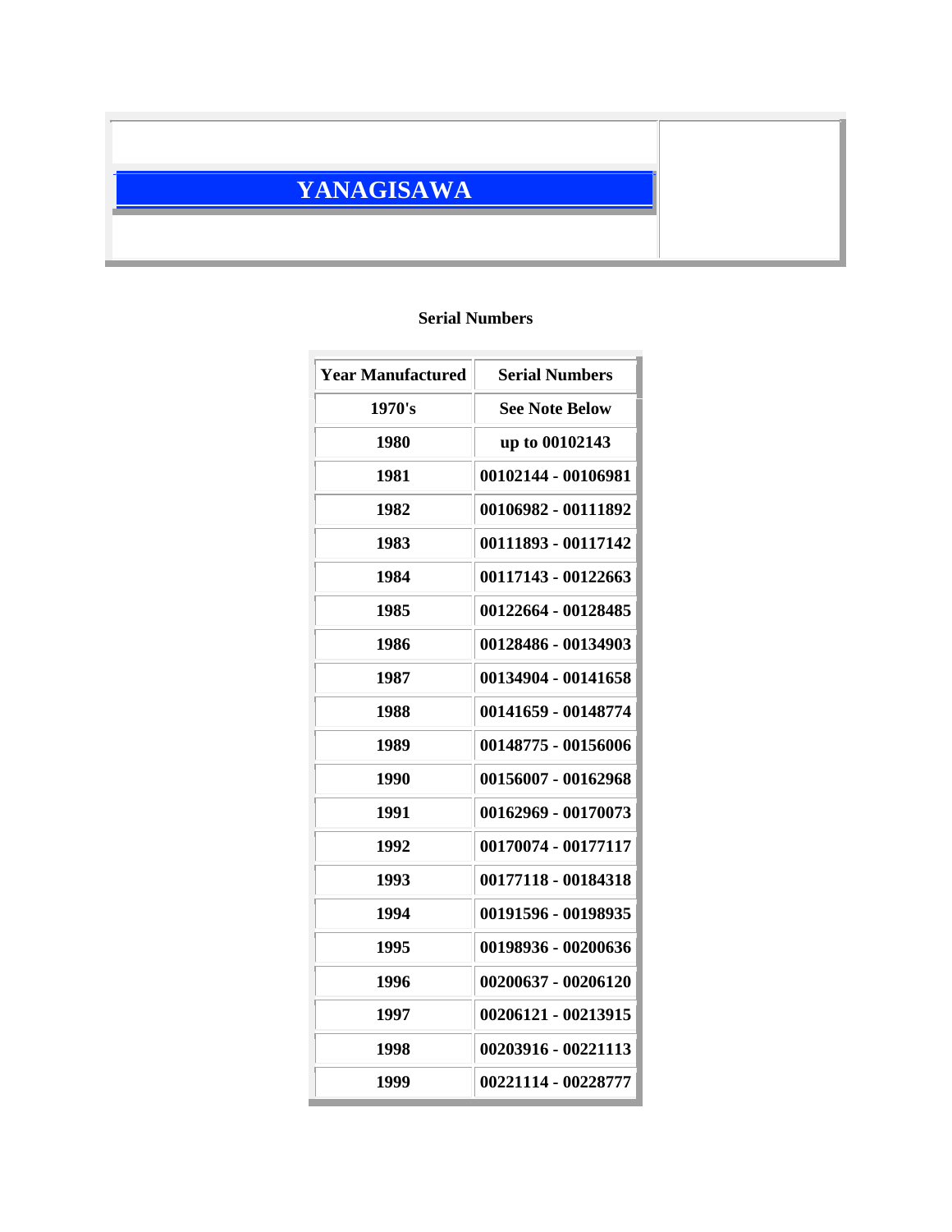# YANAGISAWA

### Serial Numbers

| Year Manufactured | Serial Numbers |
|---|---|
| 1970's | See Note Below |
| 1980 | up to 00102143 |
| 1981 | 00102144 - 00106981 |
| 1982 | 00106982 - 00111892 |
| 1983 | 00111893 - 00117142 |
| 1984 | 00117143 - 00122663 |
| 1985 | 00122664 - 00128485 |
| 1986 | 00128486 - 00134903 |
| 1987 | 00134904 - 00141658 |
| 1988 | 00141659 - 00148774 |
| 1989 | 00148775 - 00156006 |
| 1990 | 00156007 - 00162968 |
| 1991 | 00162969 - 00170073 |
| 1992 | 00170074 - 00177117 |
| 1993 | 00177118 - 00184318 |
| 1994 | 00191596 - 00198935 |
| 1995 | 00198936 - 00200636 |
| 1996 | 00200637 - 00206120 |
| 1997 | 00206121 - 00213915 |
| 1998 | 00203916 - 00221113 |
| 1999 | 00221114 - 00228777 |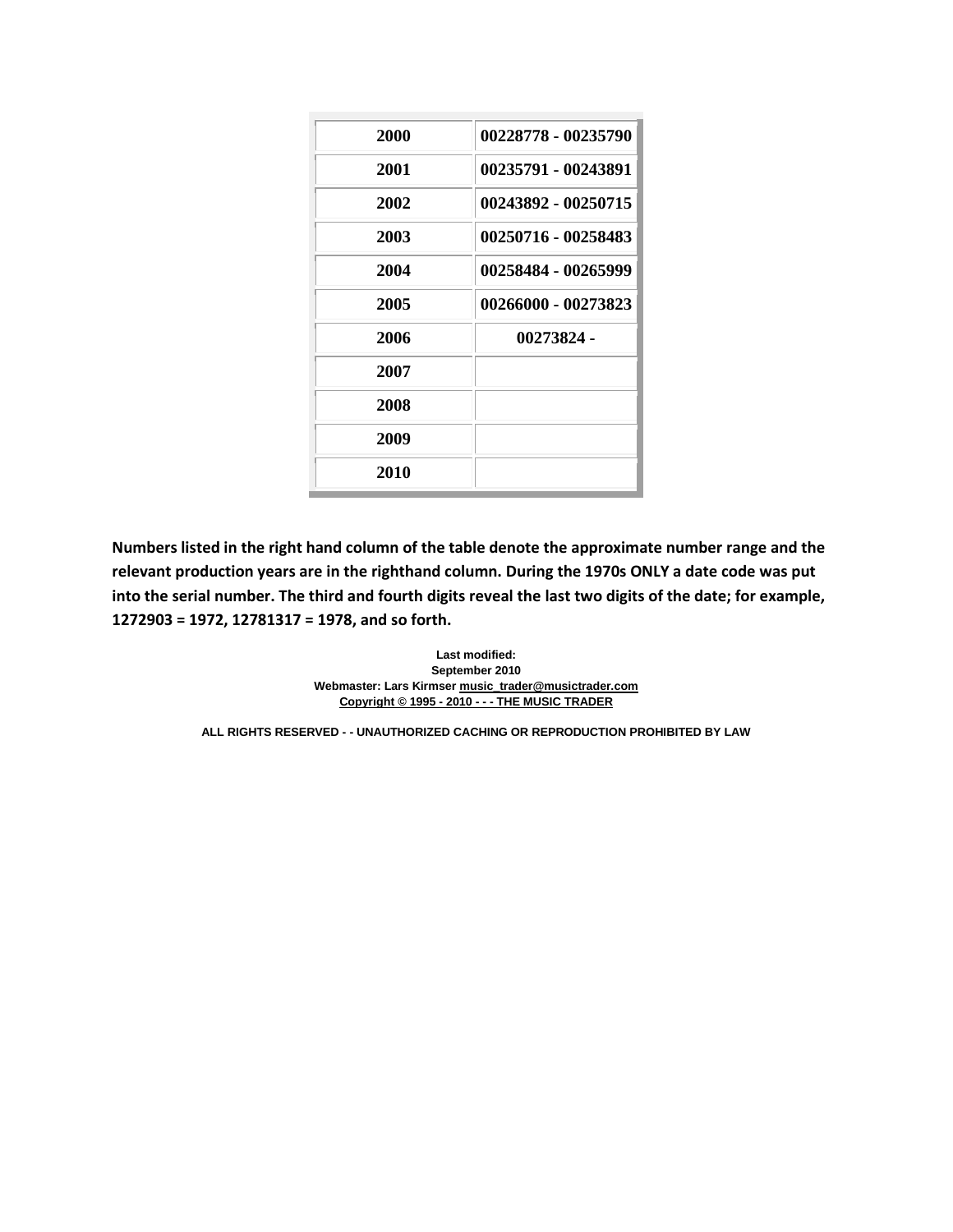| | |
|---|---|
| 2000 | 00228778 - 00235790 |
| 2001 | 00235791 - 00243891 |
| 2002 | 00243892 - 00250715 |
| 2003 | 00250716 - 00258483 |
| 2004 | 00258484 - 00265999 |
| 2005 | 00266000 - 00273823 |
| 2006 | 00273824 - |
| 2007 | |
| 2008 | |
| 2009 | |
| 2010 | |

**Numbers listed in the right hand column of the table denote the approximate number range and the relevant production years are in the righthand column. During the 1970s ONLY a date code was put into the serial number. The third and fourth digits reveal the last two digits of the date; for example, 1272903 = 1972, 12781317 = 1978, and so forth.**

**Last modified:**
**September 2010**
**Webmaster: Lars Kirmser music_trader@musictrader.com**
**Copyright © 1995 - 2010 - - - THE MUSIC TRADER**

**ALL RIGHTS RESERVED - - UNAUTHORIZED CACHING OR REPRODUCTION PROHIBITED BY LAW**